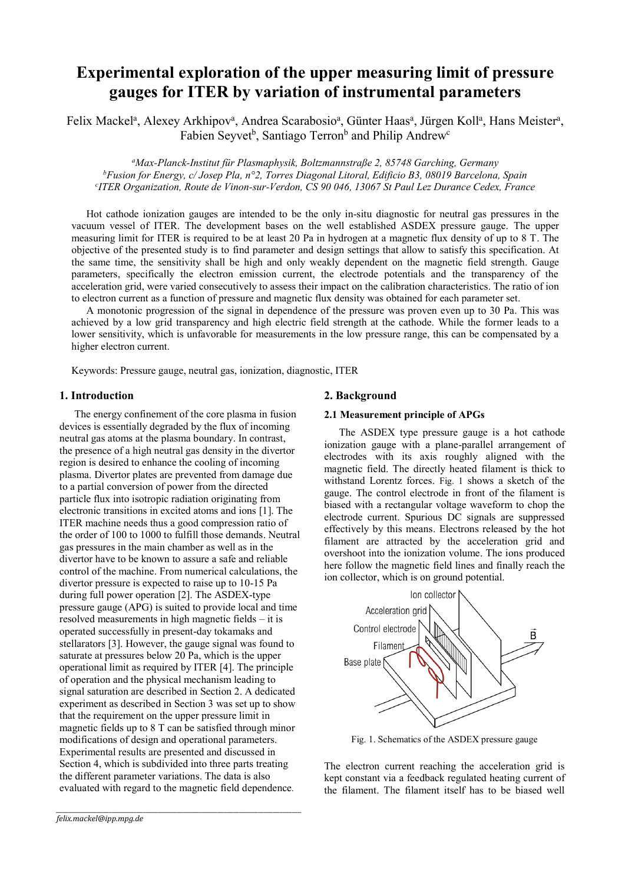# Experimental exploration of the upper measuring limit of pressure gauges for ITER by variation of instrumental parameters

Felix Mackel[a], Alexey Arkhipov[a], Andrea Scarabosio[a], Günter Haas[a], Jürgen Koll[a], Hans Meister[a], Fabien Seyvet[b], Santiago Terron[b] and Philip Andrew[c]

*[a]Max-Planck-Institut für Plasmaphysik, Boltzmannstraße 2, 85748 Garching, Germany*
*[b]Fusion for Energy, c/ Josep Pla, n°2, Torres Diagonal Litoral, Edificio B3, 08019 Barcelona, Spain*
*[c]ITER Organization, Route de Vinon-sur-Verdon, CS 90 046, 13067 St Paul Lez Durance Cedex, France*

Hot cathode ionization gauges are intended to be the only in-situ diagnostic for neutral gas pressures in the vacuum vessel of ITER. The development bases on the well established ASDEX pressure gauge. The upper measuring limit for ITER is required to be at least 20 Pa in hydrogen at a magnetic flux density of up to 8 T. The objective of the presented study is to find parameter and design settings that allow to satisfy this specification. At the same time, the sensitivity shall be high and only weakly dependent on the magnetic field strength. Gauge parameters, specifically the electron emission current, the electrode potentials and the transparency of the acceleration grid, were varied consecutively to assess their impact on the calibration characteristics. The ratio of ion to electron current as a function of pressure and magnetic flux density was obtained for each parameter set.

A monotonic progression of the signal in dependence of the pressure was proven even up to 30 Pa. This was achieved by a low grid transparency and high electric field strength at the cathode. While the former leads to a lower sensitivity, which is unfavorable for measurements in the low pressure range, this can be compensated by a higher electron current.

Keywords: Pressure gauge, neutral gas, ionization, diagnostic, ITER

## 1. Introduction

The energy confinement of the core plasma in fusion devices is essentially degraded by the flux of incoming neutral gas atoms at the plasma boundary. In contrast, the presence of a high neutral gas density in the divertor region is desired to enhance the cooling of incoming plasma. Divertor plates are prevented from damage due to a partial conversion of power from the directed particle flux into isotropic radiation originating from electronic transitions in excited atoms and ions [1]. The ITER machine needs thus a good compression ratio of the order of 100 to 1000 to fulfill those demands. Neutral gas pressures in the main chamber as well as in the divertor have to be known to assure a safe and reliable control of the machine. From numerical calculations, the divertor pressure is expected to raise up to 10-15 Pa during full power operation [2]. The ASDEX-type pressure gauge (APG) is suited to provide local and time resolved measurements in high magnetic fields – it is operated successfully in present-day tokamaks and stellarators [3]. However, the gauge signal was found to saturate at pressures below 20 Pa, which is the upper operational limit as required by ITER [4]. The principle of operation and the physical mechanism leading to signal saturation are described in Section 2. A dedicated experiment as described in Section 3 was set up to show that the requirement on the upper pressure limit in magnetic fields up to 8 T can be satisfied through minor modifications of design and operational parameters. Experimental results are presented and discussed in Section 4, which is subdivided into three parts treating the different parameter variations. The data is also evaluated with regard to the magnetic field dependence.

## 2. Background

### 2.1 Measurement principle of APGs

The ASDEX type pressure gauge is a hot cathode ionization gauge with a plane-parallel arrangement of electrodes with its axis roughly aligned with the magnetic field. The directly heated filament is thick to withstand Lorentz forces. Fig. 1 shows a sketch of the gauge. The control electrode in front of the filament is biased with a rectangular voltage waveform to chop the electrode current. Spurious DC signals are suppressed effectively by this means. Electrons released by the hot filament are attracted by the acceleration grid and overshoot into the ionization volume. The ions produced here follow the magnetic field lines and finally reach the ion collector, which is on ground potential.

Fig. 1. Schematics of the ASDEX pressure gauge

The electron current reaching the acceleration grid is kept constant via a feedback regulated heating current of the filament. The filament itself has to be biased well

felix.mackel@ipp.mpg.de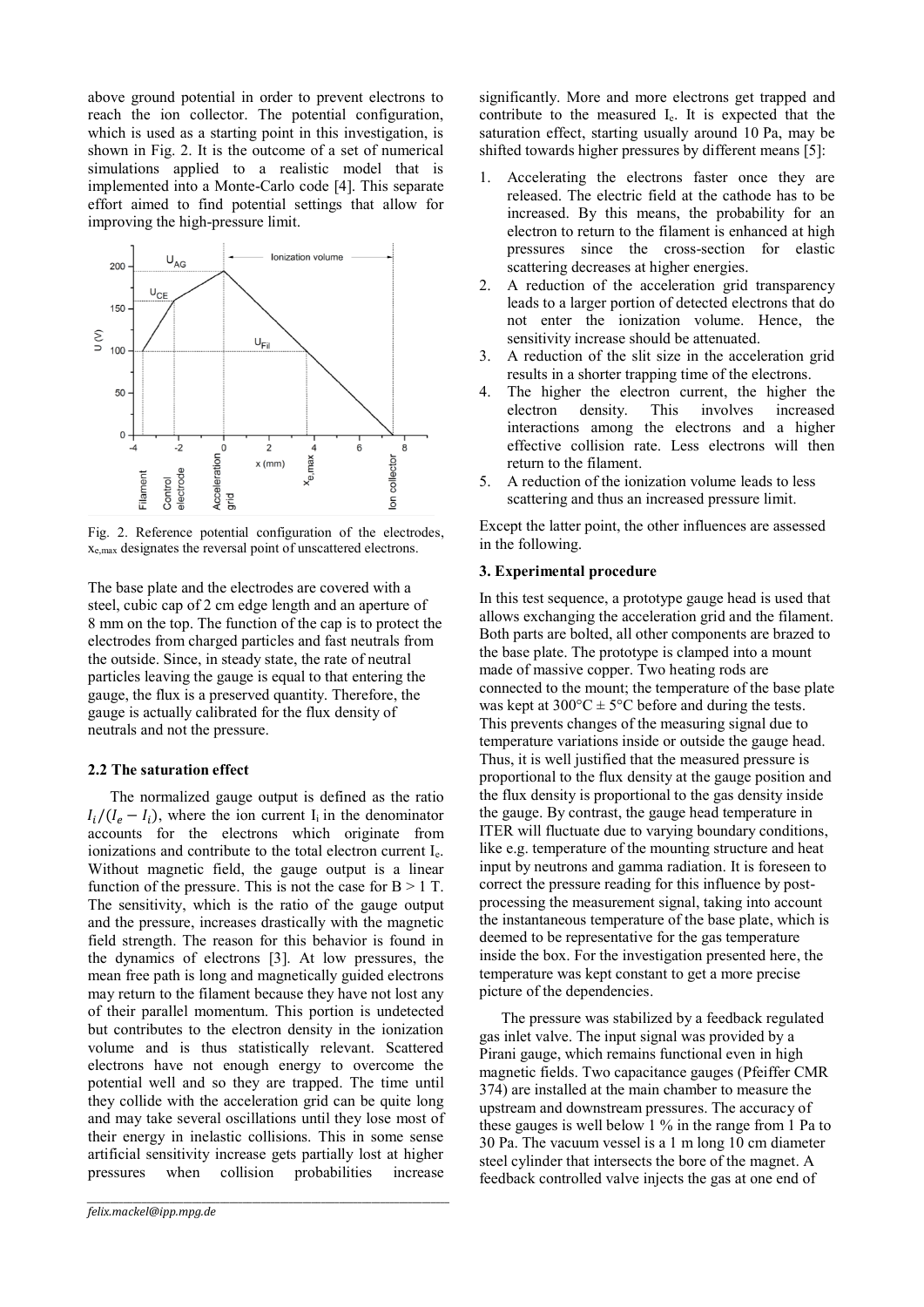above ground potential in order to prevent electrons to reach the ion collector. The potential configuration, which is used as a starting point in this investigation, is shown in Fig. 2. It is the outcome of a set of numerical simulations applied to a realistic model that is implemented into a Monte-Carlo code [4]. This separate effort aimed to find potential settings that allow for improving the high-pressure limit.

Fig. 2. Reference potential configuration of the electrodes, $x_{e,max}$ designates the reversal point of unscattered electrons.

The base plate and the electrodes are covered with a steel, cubic cap of 2 cm edge length and an aperture of 8 mm on the top. The function of the cap is to protect the electrodes from charged particles and fast neutrals from the outside. Since, in steady state, the rate of neutral particles leaving the gauge is equal to that entering the gauge, the flux is a preserved quantity. Therefore, the gauge is actually calibrated for the flux density of neutrals and not the pressure.

### 2.2 The saturation effect

The normalized gauge output is defined as the ratio $I_i/(I_e - I_i)$, where the ion current $I_i$ in the denominator accounts for the electrons which originate from ionizations and contribute to the total electron current $I_e$. Without magnetic field, the gauge output is a linear function of the pressure. This is not the case for B > 1 T. The sensitivity, which is the ratio of the gauge output and the pressure, increases drastically with the magnetic field strength. The reason for this behavior is found in the dynamics of electrons [3]. At low pressures, the mean free path is long and magnetically guided electrons may return to the filament because they have not lost any of their parallel momentum. This portion is undetected but contributes to the electron density in the ionization volume and is thus statistically relevant. Scattered electrons have not enough energy to overcome the potential well and so they are trapped. The time until they collide with the acceleration grid can be quite long and may take several oscillations until they lose most of their energy in inelastic collisions. This in some sense artificial sensitivity increase gets partially lost at higher pressures when collision probabilities increase significantly. More and more electrons get trapped and contribute to the measured $I_e$. It is expected that the saturation effect, starting usually around 10 Pa, may be shifted towards higher pressures by different means [5]:

1. Accelerating the electrons faster once they are released. The electric field at the cathode has to be increased. By this means, the probability for an electron to return to the filament is enhanced at high pressures since the cross-section for elastic scattering decreases at higher energies.
2. A reduction of the acceleration grid transparency leads to a larger portion of detected electrons that do not enter the ionization volume. Hence, the sensitivity increase should be attenuated.
3. A reduction of the slit size in the acceleration grid results in a shorter trapping time of the electrons.
4. The higher the electron current, the higher the electron density. This involves increased interactions among the electrons and a higher effective collision rate. Less electrons will then return to the filament.
5. A reduction of the ionization volume leads to less scattering and thus an increased pressure limit.

Except the latter point, the other influences are assessed in the following.

## 3. Experimental procedure

In this test sequence, a prototype gauge head is used that allows exchanging the acceleration grid and the filament. Both parts are bolted, all other components are brazed to the base plate. The prototype is clamped into a mount made of massive copper. Two heating rods are connected to the mount; the temperature of the base plate was kept at 300°C ± 5°C before and during the tests. This prevents changes of the measuring signal due to temperature variations inside or outside the gauge head. Thus, it is well justified that the measured pressure is proportional to the flux density at the gauge position and the flux density is proportional to the gas density inside the gauge. By contrast, the gauge head temperature in ITER will fluctuate due to varying boundary conditions, like e.g. temperature of the mounting structure and heat input by neutrons and gamma radiation. It is foreseen to correct the pressure reading for this influence by post-processing the measurement signal, taking into account the instantaneous temperature of the base plate, which is deemed to be representative for the gas temperature inside the box. For the investigation presented here, the temperature was kept constant to get a more precise picture of the dependencies.

The pressure was stabilized by a feedback regulated gas inlet valve. The input signal was provided by a Pirani gauge, which remains functional even in high magnetic fields. Two capacitance gauges (Pfeiffer CMR 374) are installed at the main chamber to measure the upstream and downstream pressures. The accuracy of these gauges is well below 1 % in the range from 1 Pa to 30 Pa. The vacuum vessel is a 1 m long 10 cm diameter steel cylinder that intersects the bore of the magnet. A feedback controlled valve injects the gas at one end of

felix.mackel@ipp.mpg.de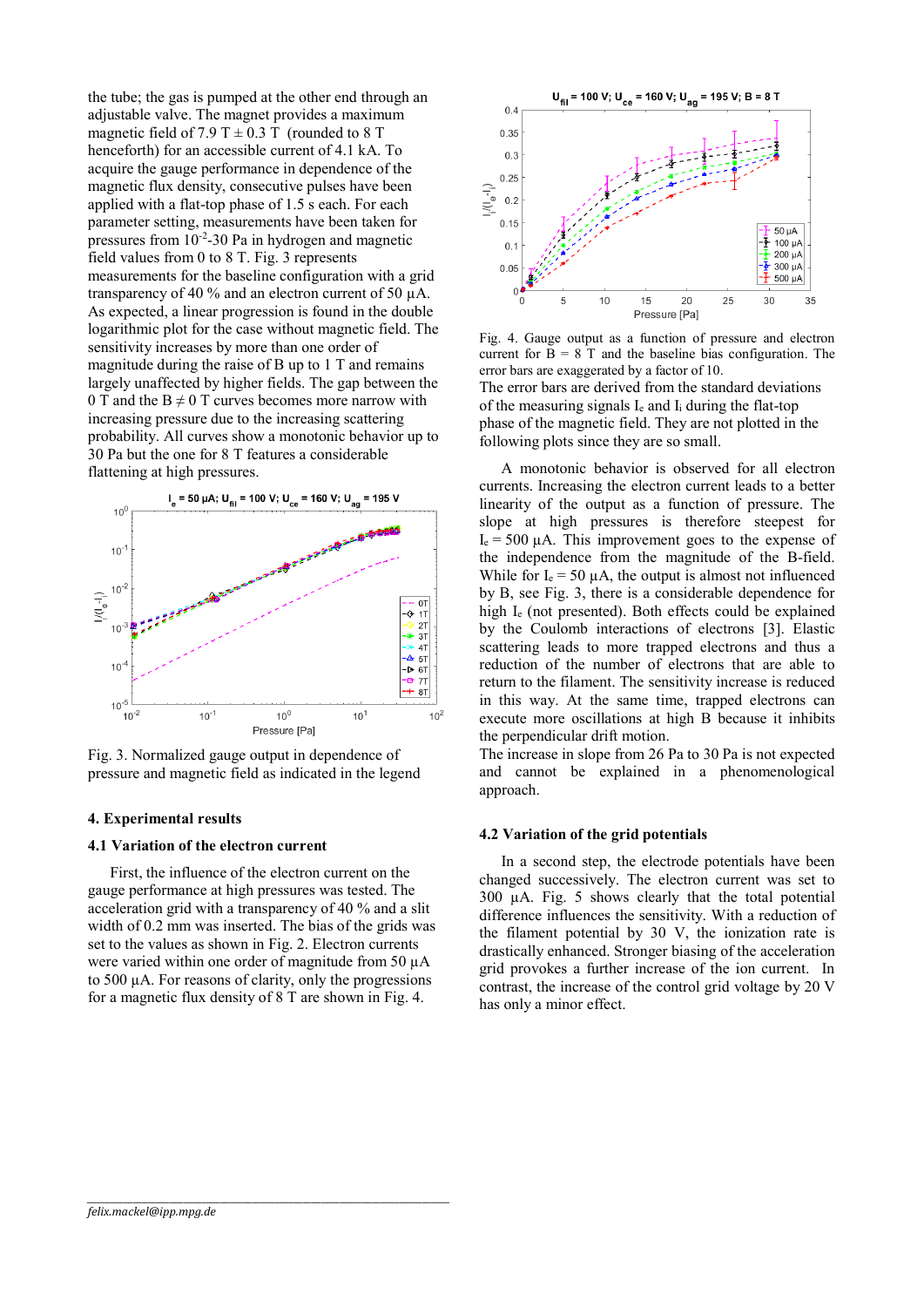the tube; the gas is pumped at the other end through an adjustable valve. The magnet provides a maximum magnetic field of 7.9 T ± 0.3 T (rounded to 8 T henceforth) for an accessible current of 4.1 kA. To acquire the gauge performance in dependence of the magnetic flux density, consecutive pulses have been applied with a flat-top phase of 1.5 s each. For each parameter setting, measurements have been taken for pressures from $10^{-2}$-30 Pa in hydrogen and magnetic field values from 0 to 8 T. Fig. 3 represents measurements for the baseline configuration with a grid transparency of 40 % and an electron current of 50 µA. As expected, a linear progression is found in the double logarithmic plot for the case without magnetic field. The sensitivity increases by more than one order of magnitude during the raise of B up to 1 T and remains largely unaffected by higher fields. The gap between the 0 T and the B ≠ 0 T curves becomes more narrow with increasing pressure due to the increasing scattering probability. All curves show a monotonic behavior up to 30 Pa but the one for 8 T features a considerable flattening at high pressures.

Fig. 3. Normalized gauge output in dependence of pressure and magnetic field as indicated in the legend

## 4. Experimental results

### 4.1 Variation of the electron current

First, the influence of the electron current on the gauge performance at high pressures was tested. The acceleration grid with a transparency of 40 % and a slit width of 0.2 mm was inserted. The bias of the grids was set to the values as shown in Fig. 2. Electron currents were varied within one order of magnitude from 50 µA to 500 µA. For reasons of clarity, only the progressions for a magnetic flux density of 8 T are shown in Fig. 4.

Fig. 4. Gauge output as a function of pressure and electron current for B = 8 T and the baseline bias configuration. The error bars are exaggerated by a factor of 10.

The error bars are derived from the standard deviations of the measuring signals $I_e$ and $I_i$ during the flat-top phase of the magnetic field. They are not plotted in the following plots since they are so small.

A monotonic behavior is observed for all electron currents. Increasing the electron current leads to a better linearity of the output as a function of pressure. The slope at high pressures is therefore steepest for $I_e$ = 500 µA. This improvement goes to the expense of the independence from the magnitude of the B-field. While for $I_e$ = 50 µA, the output is almost not influenced by B, see Fig. 3, there is a considerable dependence for high $I_e$ (not presented). Both effects could be explained by the Coulomb interactions of electrons [3]. Elastic scattering leads to more trapped electrons and thus a reduction of the number of electrons that are able to return to the filament. The sensitivity increase is reduced in this way. At the same time, trapped electrons can execute more oscillations at high B because it inhibits the perpendicular drift motion.

The increase in slope from 26 Pa to 30 Pa is not expected and cannot be explained in a phenomenological approach.

### 4.2 Variation of the grid potentials

In a second step, the electrode potentials have been changed successively. The electron current was set to 300 µA. Fig. 5 shows clearly that the total potential difference influences the sensitivity. With a reduction of the filament potential by 30 V, the ionization rate is drastically enhanced. Stronger biasing of the acceleration grid provokes a further increase of the ion current. In contrast, the increase of the control grid voltage by 20 V has only a minor effect.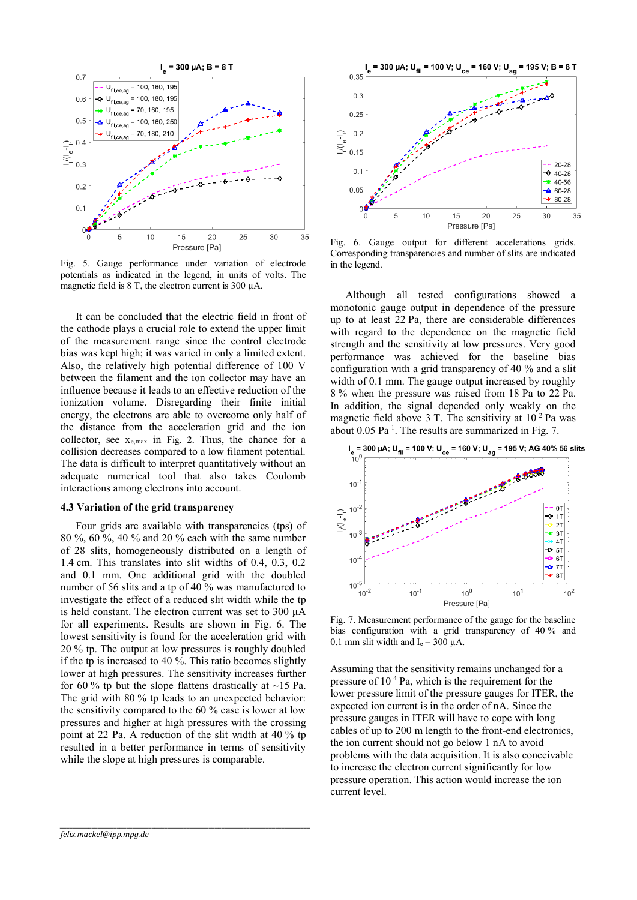Fig. 5. Gauge performance under variation of electrode potentials as indicated in the legend, in units of volts. The magnetic field is 8 T, the electron current is 300 μA.

It can be concluded that the electric field in front of the cathode plays a crucial role to extend the upper limit of the measurement range since the control electrode bias was kept high; it was varied in only a limited extent. Also, the relatively high potential difference of 100 V between the filament and the ion collector may have an influence because it leads to an effective reduction of the ionization volume. Disregarding their finite initial energy, the electrons are able to overcome only half of the distance from the acceleration grid and the ion collector, see $x_{e,max}$ in Fig. **2**. Thus, the chance for a collision decreases compared to a low filament potential. The data is difficult to interpret quantitatively without an adequate numerical tool that also takes Coulomb interactions among electrons into account.

### 4.3 Variation of the grid transparency

Four grids are available with transparencies (tps) of 80 %, 60 %, 40 % and 20 % each with the same number of 28 slits, homogeneously distributed on a length of 1.4 cm. This translates into slit widths of 0.4, 0.3, 0.2 and 0.1 mm. One additional grid with the doubled number of 56 slits and a tp of 40 % was manufactured to investigate the effect of a reduced slit width while the tp is held constant. The electron current was set to 300 μA for all experiments. Results are shown in Fig. 6. The lowest sensitivity is found for the acceleration grid with 20 % tp. The output at low pressures is roughly doubled if the tp is increased to 40 %. This ratio becomes slightly lower at high pressures. The sensitivity increases further for 60 % tp but the slope flattens drastically at ~15 Pa. The grid with 80 % tp leads to an unexpected behavior: the sensitivity compared to the 60 % case is lower at low pressures and higher at high pressures with the crossing point at 22 Pa. A reduction of the slit width at 40 % tp resulted in a better performance in terms of sensitivity while the slope at high pressures is comparable.

Fig. 6. Gauge output for different accelerations grids. Corresponding transparencies and number of slits are indicated in the legend.

Although all tested configurations showed a monotonic gauge output in dependence of the pressure up to at least 22 Pa, there are considerable differences with regard to the dependence on the magnetic field strength and the sensitivity at low pressures. Very good performance was achieved for the baseline bias configuration with a grid transparency of 40 % and a slit width of 0.1 mm. The gauge output increased by roughly 8 % when the pressure was raised from 18 Pa to 22 Pa. In addition, the signal depended only weakly on the magnetic field above 3 T. The sensitivity at $10^{-2}$ Pa was about 0.05 $Pa^{-1}$. The results are summarized in Fig. 7.

Fig. 7. Measurement performance of the gauge for the baseline bias configuration with a grid transparency of 40 % and 0.1 mm slit width and $I_e$ = 300 μA.

Assuming that the sensitivity remains unchanged for a pressure of $10^{-4}$ Pa, which is the requirement for the lower pressure limit of the pressure gauges for ITER, the expected ion current is in the order of nA. Since the pressure gauges in ITER will have to cope with long cables of up to 200 m length to the front-end electronics, the ion current should not go below 1 nA to avoid problems with the data acquisition. It is also conceivable to increase the electron current significantly for low pressure operation. This action would increase the ion current level.

*felix.mackel@ipp.mpg.de*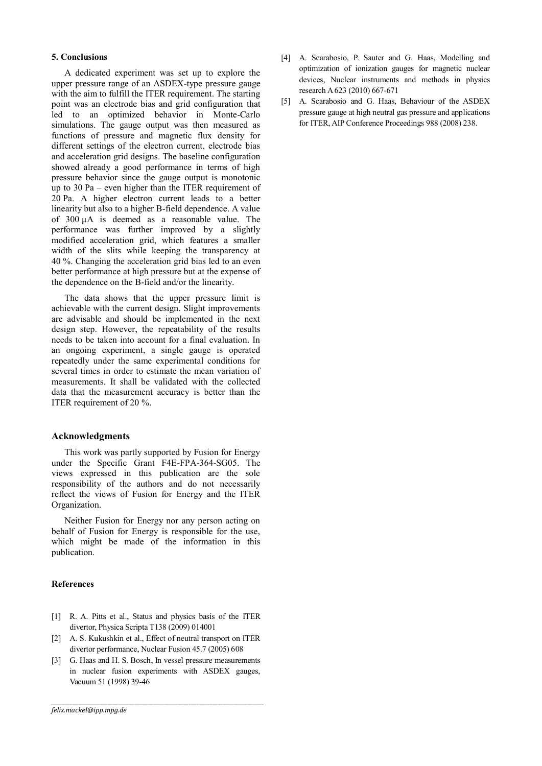## 5. Conclusions

A dedicated experiment was set up to explore the upper pressure range of an ASDEX-type pressure gauge with the aim to fulfill the ITER requirement. The starting point was an electrode bias and grid configuration that led to an optimized behavior in Monte-Carlo simulations. The gauge output was then measured as functions of pressure and magnetic flux density for different settings of the electron current, electrode bias and acceleration grid designs. The baseline configuration showed already a good performance in terms of high pressure behavior since the gauge output is monotonic up to 30 Pa – even higher than the ITER requirement of 20 Pa. A higher electron current leads to a better linearity but also to a higher B-field dependence. A value of 300 µA is deemed as a reasonable value. The performance was further improved by a slightly modified acceleration grid, which features a smaller width of the slits while keeping the transparency at 40 %. Changing the acceleration grid bias led to an even better performance at high pressure but at the expense of the dependence on the B-field and/or the linearity.

The data shows that the upper pressure limit is achievable with the current design. Slight improvements are advisable and should be implemented in the next design step. However, the repeatability of the results needs to be taken into account for a final evaluation. In an ongoing experiment, a single gauge is operated repeatedly under the same experimental conditions for several times in order to estimate the mean variation of measurements. It shall be validated with the collected data that the measurement accuracy is better than the ITER requirement of 20 %.

## Acknowledgments

This work was partly supported by Fusion for Energy under the Specific Grant F4E-FPA-364-SG05. The views expressed in this publication are the sole responsibility of the authors and do not necessarily reflect the views of Fusion for Energy and the ITER Organization.

Neither Fusion for Energy nor any person acting on behalf of Fusion for Energy is responsible for the use, which might be made of the information in this publication.

## References

[1] R. A. Pitts et al., Status and physics basis of the ITER divertor, Physica Scripta T138 (2009) 014001

[2] A. S. Kukushkin et al., Effect of neutral transport on ITER divertor performance, Nuclear Fusion 45.7 (2005) 608

[3] G. Haas and H. S. Bosch, In vessel pressure measurements in nuclear fusion experiments with ASDEX gauges, Vacuum 51 (1998) 39-46

[4] A. Scarabosio, P. Sauter and G. Haas, Modelling and optimization of ionization gauges for magnetic nuclear devices, Nuclear instruments and methods in physics research A 623 (2010) 667-671

[5] A. Scarabosio and G. Haas, Behaviour of the ASDEX pressure gauge at high neutral gas pressure and applications for ITER, AIP Conference Proceedings 988 (2008) 238.

*felix.mackel@ipp.mpg.de*